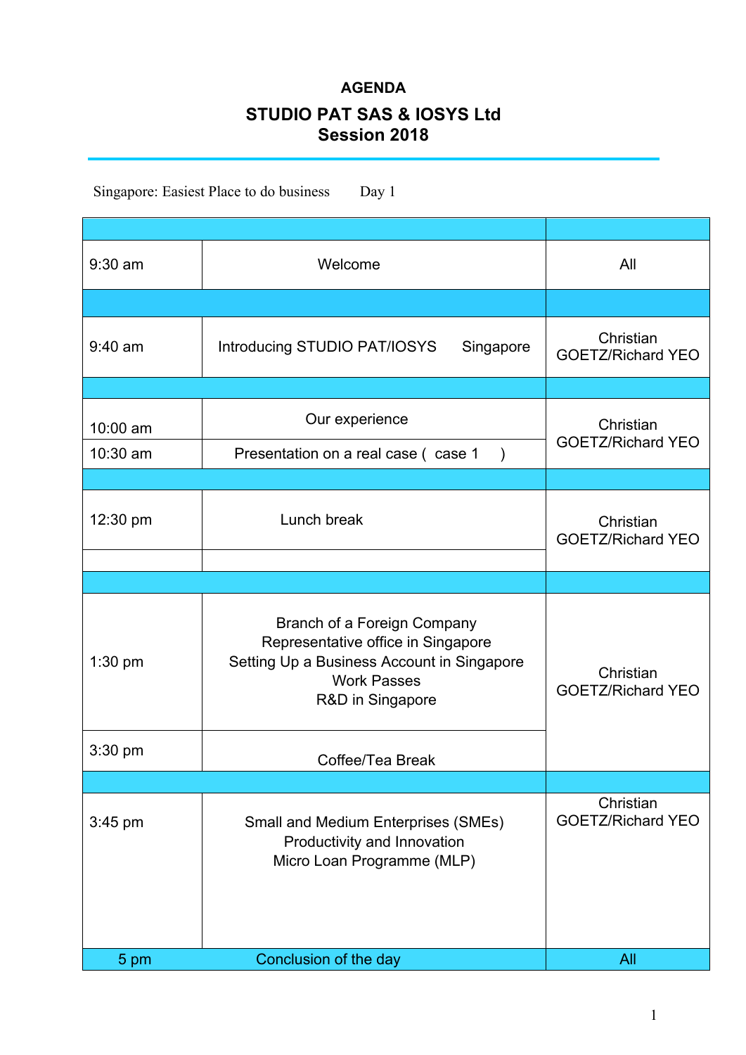**AGENDA**

**STUDIO PAT SAS & IOSYS Ltd**
**Session 2018**

Singapore: Easiest Place to do business Day 1

| | | |
|---|---|---|
| 9:30 am | Welcome | All |
| | | |
| 9:40 am | Introducing STUDIO PAT/IOSYS Singapore | Christian GOETZ/Richard YEO |
| | | |
| 10:00 am | Our experience | Christian GOETZ/Richard YEO |
| 10:30 am | Presentation on a real case ( case 1 ) | |
| | | |
| 12:30 pm | Lunch break | Christian GOETZ/Richard YEO |
| | | |
| | | |
| 1:30 pm | Branch of a Foreign Company<br>Representative office in Singapore<br>Setting Up a Business Account in Singapore<br>Work Passes<br>R&D in Singapore | Christian GOETZ/Richard YEO |
| 3:30 pm | Coffee/Tea Break | |
| | | |
| 3:45 pm | Small and Medium Enterprises (SMEs)<br>Productivity and Innovation<br>Micro Loan Programme (MLP) | Christian GOETZ/Richard YEO |
| 5 pm | Conclusion of the day | All |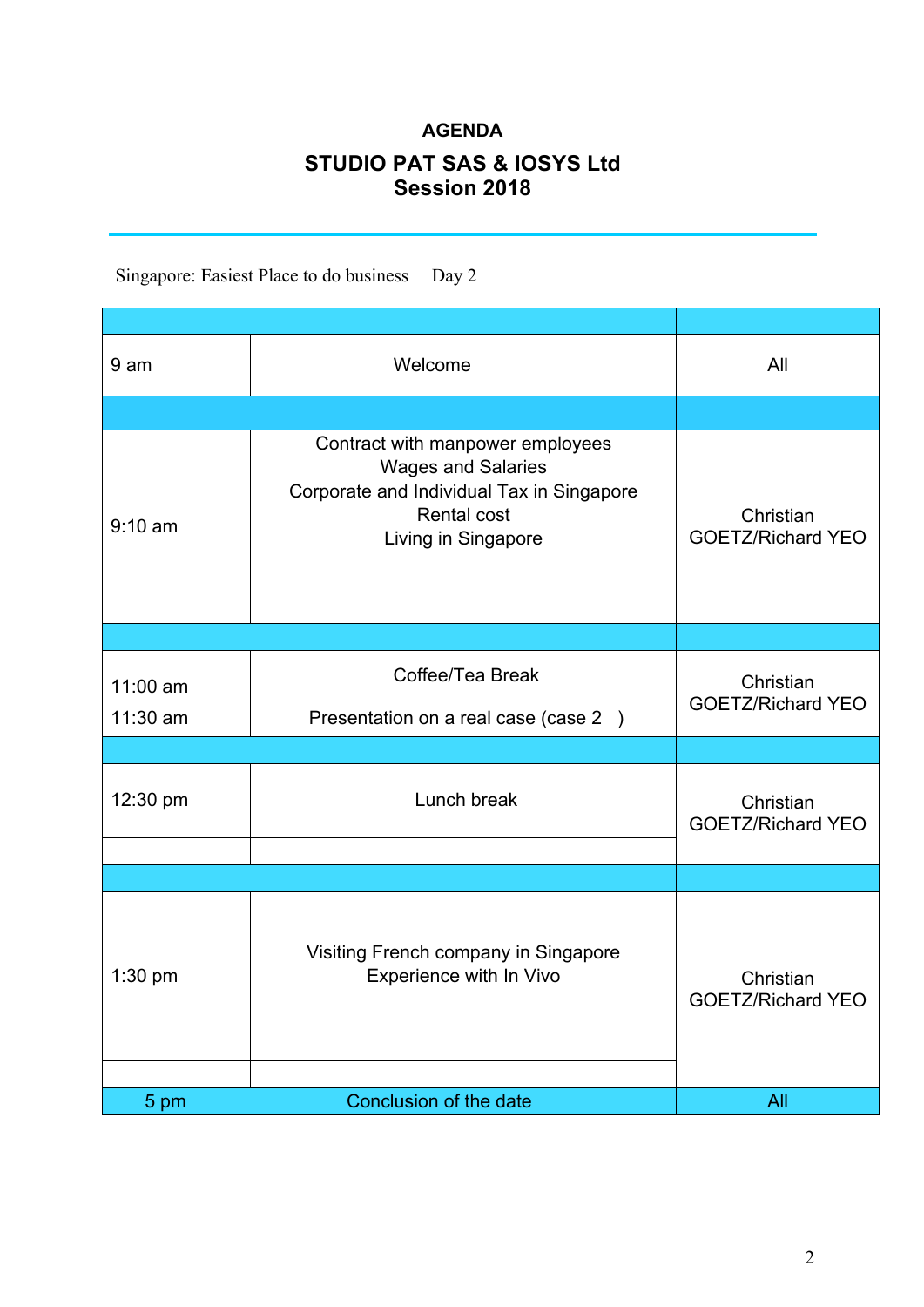**AGENDA**

**STUDIO PAT SAS & IOSYS Ltd**
**Session 2018**

Singapore: Easiest Place to do business Day 2

| | | |
|---|---|---|
| 9 am | Welcome | All |
| | | |
| 9:10 am | Contract with manpower employees<br>Wages and Salaries<br>Corporate and Individual Tax in Singapore<br>Rental cost<br>Living in Singapore | Christian GOETZ/Richard YEO |
| | | |
| 11:00 am | Coffee/Tea Break | Christian GOETZ/Richard YEO |
| 11:30 am | Presentation on a real case (case 2 ) | |
| | | |
| 12:30 pm | Lunch break | Christian GOETZ/Richard YEO |
| | | |
| | | |
| 1:30 pm | Visiting French company in Singapore<br>Experience with In Vivo | Christian GOETZ/Richard YEO |
| | | |
| 5 pm | Conclusion of the date | All |